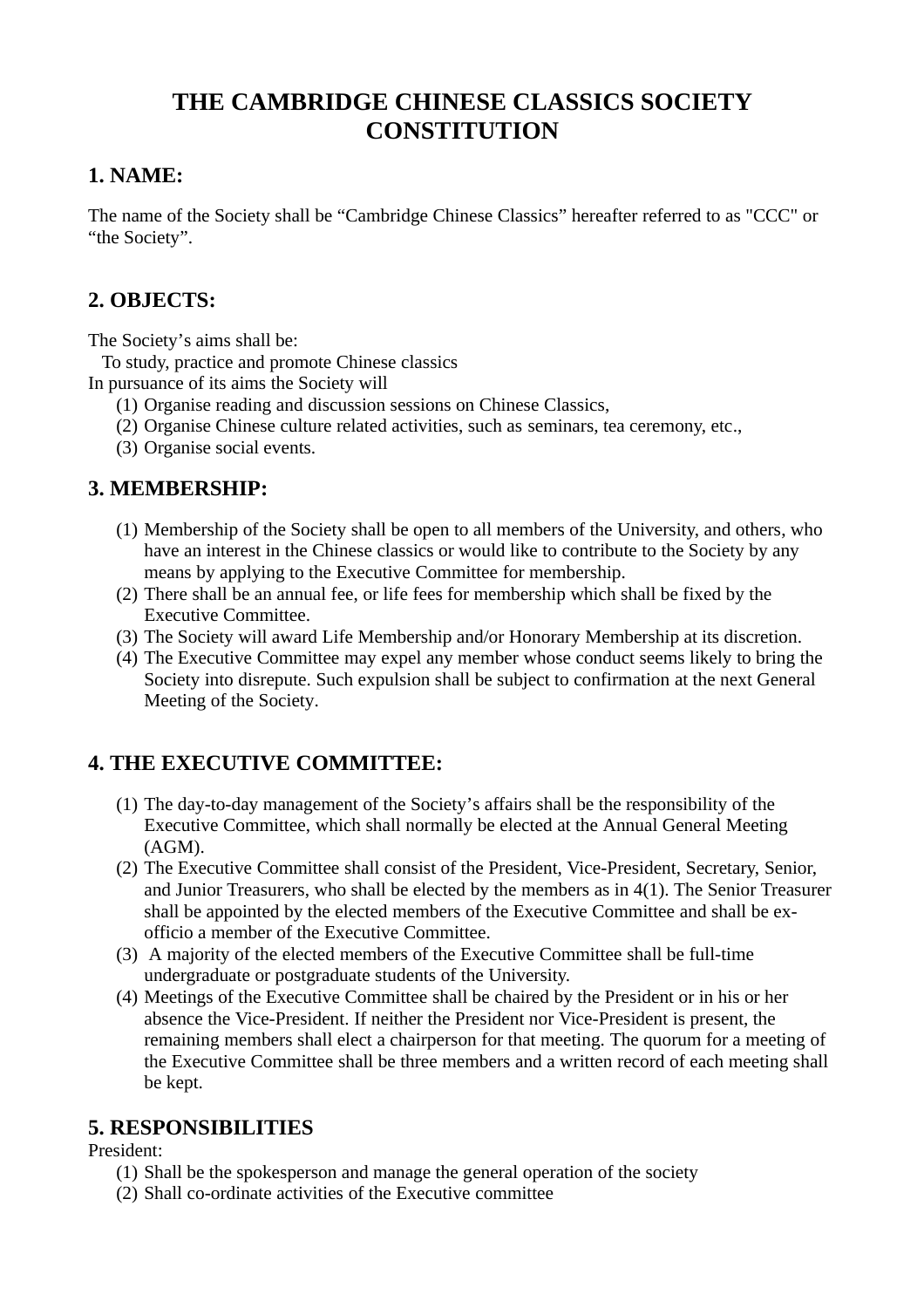# THE CAMBRIDGE CHINESE CLASSICS SOCIETY CONSTITUTION

## 1. NAME:

The name of the Society shall be "Cambridge Chinese Classics" hereafter referred to as "CCC" or "the Society".

## 2. OBJECTS:

The Society's aims shall be:

To study, practice and promote Chinese classics

In pursuance of its aims the Society will

(1) Organise reading and discussion sessions on Chinese Classics,
(2) Organise Chinese culture related activities, such as seminars, tea ceremony, etc.,
(3) Organise social events.

## 3. MEMBERSHIP:

(1) Membership of the Society shall be open to all members of the University, and others, who have an interest in the Chinese classics or would like to contribute to the Society by any means by applying to the Executive Committee for membership.
(2) There shall be an annual fee, or life fees for membership which shall be fixed by the Executive Committee.
(3) The Society will award Life Membership and/or Honorary Membership at its discretion.
(4) The Executive Committee may expel any member whose conduct seems likely to bring the Society into disrepute. Such expulsion shall be subject to confirmation at the next General Meeting of the Society.

## 4. THE EXECUTIVE COMMITTEE:

(1) The day-to-day management of the Society's affairs shall be the responsibility of the Executive Committee, which shall normally be elected at the Annual General Meeting (AGM).
(2) The Executive Committee shall consist of the President, Vice-President, Secretary, Senior, and Junior Treasurers, who shall be elected by the members as in 4(1). The Senior Treasurer shall be appointed by the elected members of the Executive Committee and shall be ex-officio a member of the Executive Committee.
(3) A majority of the elected members of the Executive Committee shall be full-time undergraduate or postgraduate students of the University.
(4) Meetings of the Executive Committee shall be chaired by the President or in his or her absence the Vice-President. If neither the President nor Vice-President is present, the remaining members shall elect a chairperson for that meeting. The quorum for a meeting of the Executive Committee shall be three members and a written record of each meeting shall be kept.

## 5. RESPONSIBILITIES

President:

(1) Shall be the spokesperson and manage the general operation of the society
(2) Shall co-ordinate activities of the Executive committee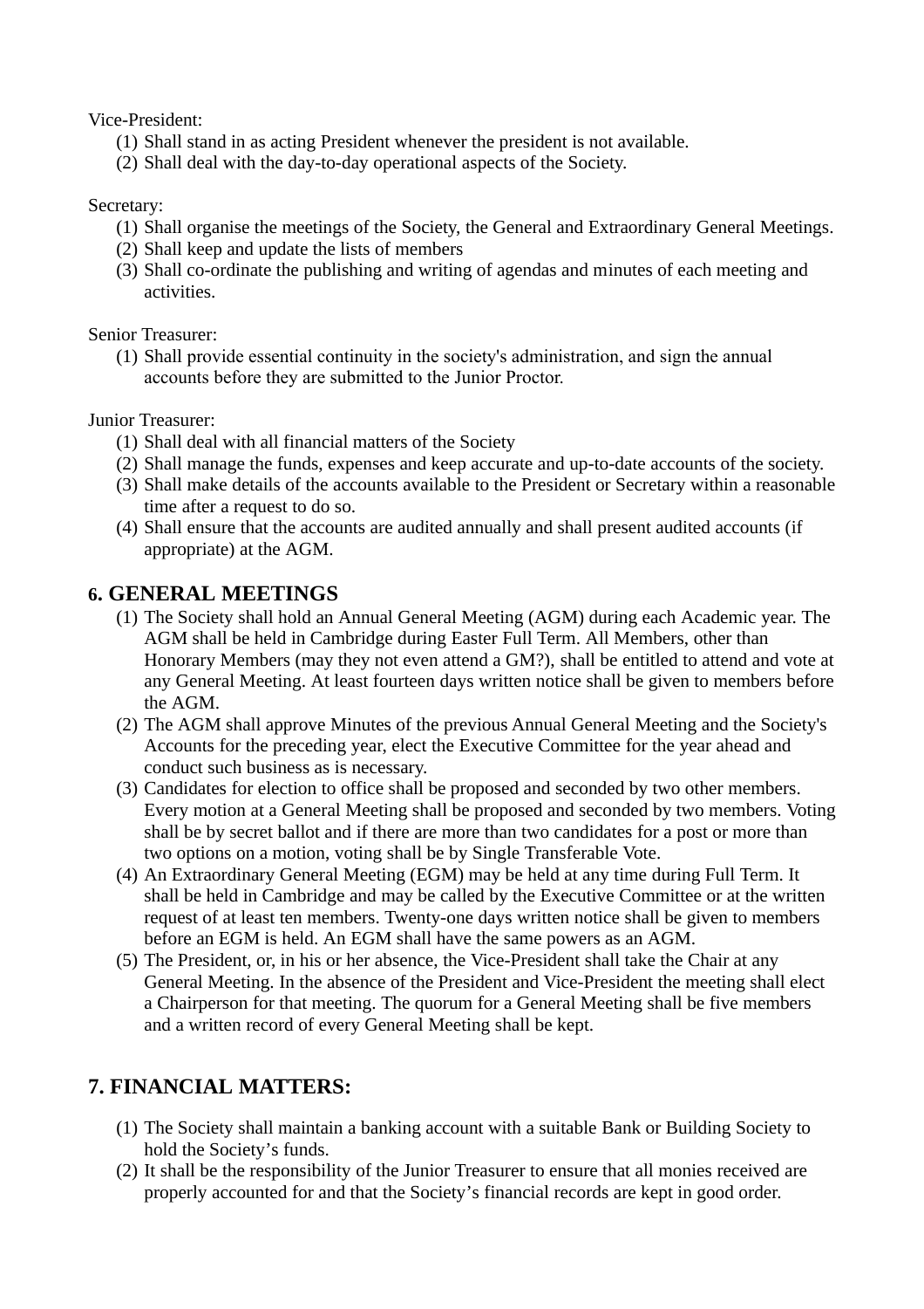Vice-President:

1. Shall stand in as acting President whenever the president is not available.
2. Shall deal with the day-to-day operational aspects of the Society.

Secretary:

1. Shall organise the meetings of the Society, the General and Extraordinary General Meetings.
2. Shall keep and update the lists of members
3. Shall co-ordinate the publishing and writing of agendas and minutes of each meeting and activities.

Senior Treasurer:

1. Shall provide essential continuity in the society's administration, and sign the annual accounts before they are submitted to the Junior Proctor.

Junior Treasurer:

1. Shall deal with all financial matters of the Society
2. Shall manage the funds, expenses and keep accurate and up-to-date accounts of the society.
3. Shall make details of the accounts available to the President or Secretary within a reasonable time after a request to do so.
4. Shall ensure that the accounts are audited annually and shall present audited accounts (if appropriate) at the AGM.

## 6. GENERAL MEETINGS

1. The Society shall hold an Annual General Meeting (AGM) during each Academic year. The AGM shall be held in Cambridge during Easter Full Term. All Members, other than Honorary Members (may they not even attend a GM?), shall be entitled to attend and vote at any General Meeting. At least fourteen days written notice shall be given to members before the AGM.
2. The AGM shall approve Minutes of the previous Annual General Meeting and the Society's Accounts for the preceding year, elect the Executive Committee for the year ahead and conduct such business as is necessary.
3. Candidates for election to office shall be proposed and seconded by two other members. Every motion at a General Meeting shall be proposed and seconded by two members. Voting shall be by secret ballot and if there are more than two candidates for a post or more than two options on a motion, voting shall be by Single Transferable Vote.
4. An Extraordinary General Meeting (EGM) may be held at any time during Full Term. It shall be held in Cambridge and may be called by the Executive Committee or at the written request of at least ten members. Twenty-one days written notice shall be given to members before an EGM is held. An EGM shall have the same powers as an AGM.
5. The President, or, in his or her absence, the Vice-President shall take the Chair at any General Meeting. In the absence of the President and Vice-President the meeting shall elect a Chairperson for that meeting. The quorum for a General Meeting shall be five members and a written record of every General Meeting shall be kept.

## 7. FINANCIAL MATTERS:

1. The Society shall maintain a banking account with a suitable Bank or Building Society to hold the Society's funds.
2. It shall be the responsibility of the Junior Treasurer to ensure that all monies received are properly accounted for and that the Society's financial records are kept in good order.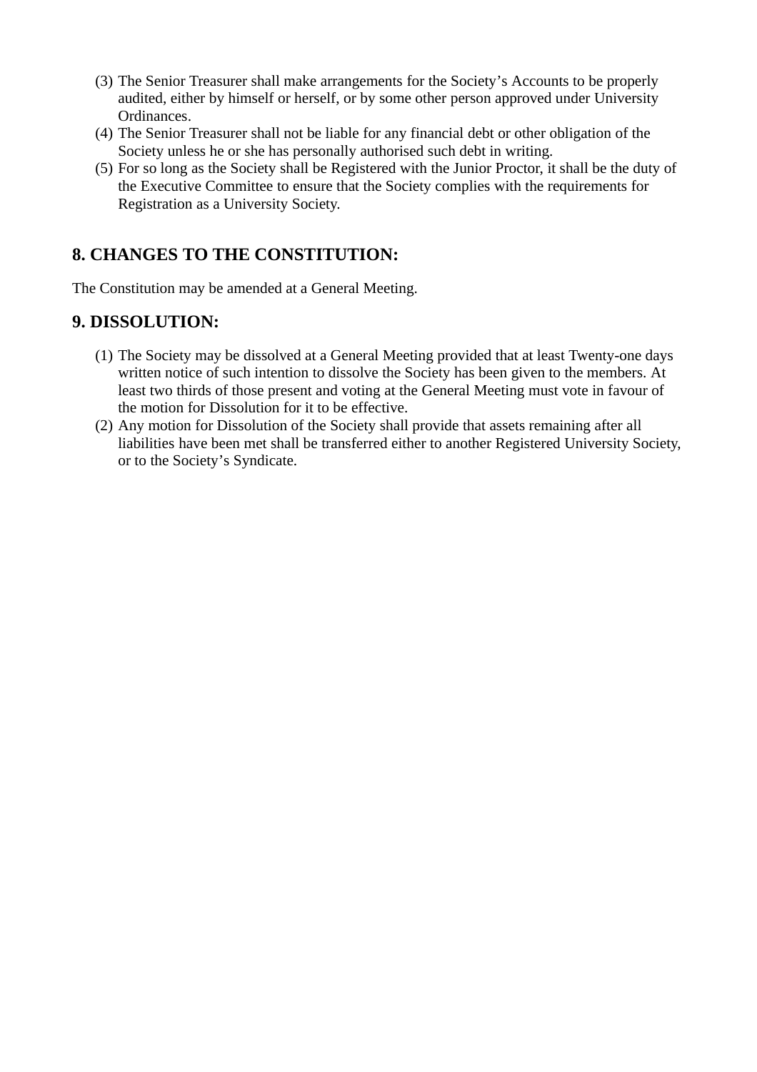(3) The Senior Treasurer shall make arrangements for the Society's Accounts to be properly audited, either by himself or herself, or by some other person approved under University Ordinances.
(4) The Senior Treasurer shall not be liable for any financial debt or other obligation of the Society unless he or she has personally authorised such debt in writing.
(5) For so long as the Society shall be Registered with the Junior Proctor, it shall be the duty of the Executive Committee to ensure that the Society complies with the requirements for Registration as a University Society.

## 8. CHANGES TO THE CONSTITUTION:

The Constitution may be amended at a General Meeting.

## 9. DISSOLUTION:

(1) The Society may be dissolved at a General Meeting provided that at least Twenty-one days written notice of such intention to dissolve the Society has been given to the members. At least two thirds of those present and voting at the General Meeting must vote in favour of the motion for Dissolution for it to be effective.
(2) Any motion for Dissolution of the Society shall provide that assets remaining after all liabilities have been met shall be transferred either to another Registered University Society, or to the Society's Syndicate.